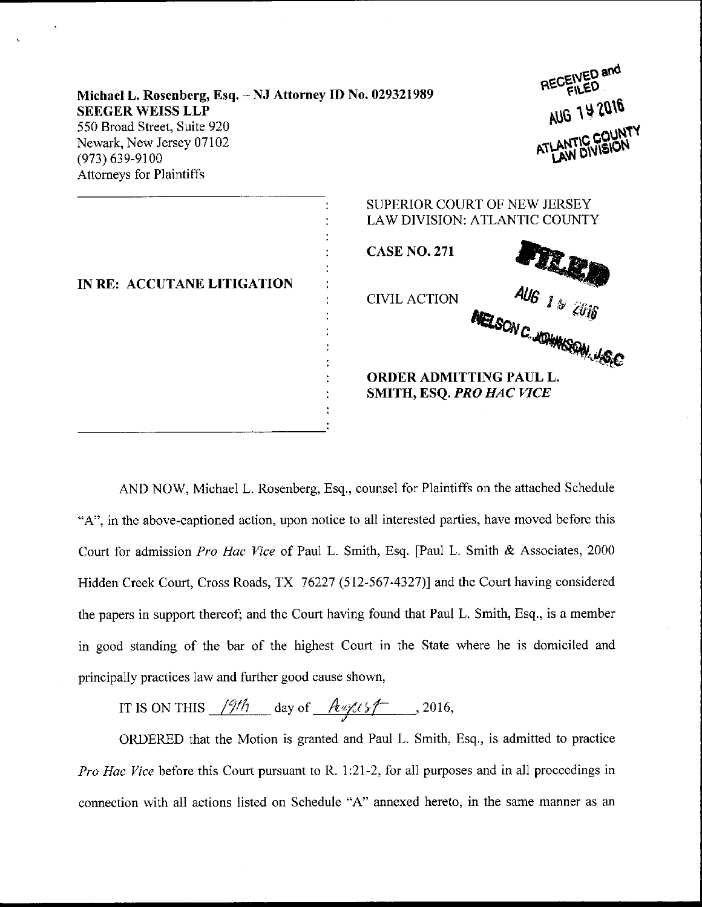Michael L. Rosenberg, Esq. – NJ Attorney ID No. 029321989
**SEEGER WEISS LLP**
550 Broad Street, Suite 920
Newark, New Jersey 07102
(973) 639-9100
Attorneys for Plaintiffs

RECEIVED and FILED
AUG 19 2016
ATLANTIC COUNTY LAW DIVISION

**IN RE: ACCUTANE LITIGATION**

SUPERIOR COURT OF NEW JERSEY
LAW DIVISION: ATLANTIC COUNTY

**CASE NO. 271**

CIVIL ACTION

FILED
AUG 19 2016
NELSON C. JOHNSON, J.S.C.

**ORDER ADMITTING PAUL L. SMITH, ESQ. *PRO HAC VICE***

AND NOW, Michael L. Rosenberg, Esq., counsel for Plaintiffs on the attached Schedule "A", in the above-captioned action, upon notice to all interested parties, have moved before this Court for admission *Pro Hac Vice* of Paul L. Smith, Esq. [Paul L. Smith & Associates, 2000 Hidden Creek Court, Cross Roads, TX 76227 (512-567-4327)] and the Court having considered the papers in support thereof; and the Court having found that Paul L. Smith, Esq., is a member in good standing of the bar of the highest Court in the State where he is domiciled and principally practices law and further good cause shown,

IT IS ON THIS 19th day of August, 2016,

ORDERED that the Motion is granted and Paul L. Smith, Esq., is admitted to practice *Pro Hac Vice* before this Court pursuant to R. 1:21-2, for all purposes and in all proceedings in connection with all actions listed on Schedule "A" annexed hereto, in the same manner as an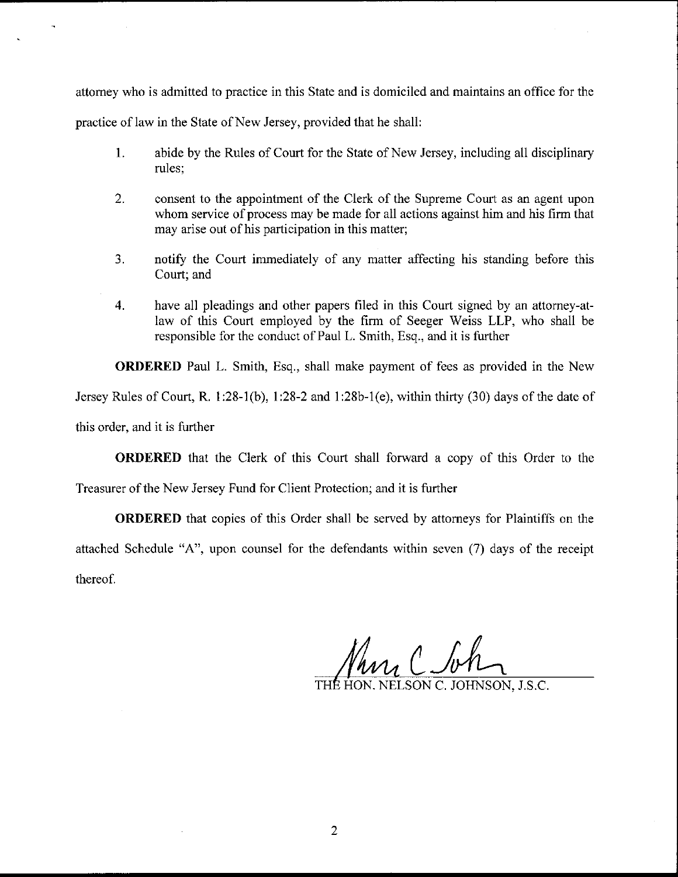attorney who is admitted to practice in this State and is domiciled and maintains an office for the practice of law in the State of New Jersey, provided that he shall:

1. abide by the Rules of Court for the State of New Jersey, including all disciplinary rules;

2. consent to the appointment of the Clerk of the Supreme Court as an agent upon whom service of process may be made for all actions against him and his firm that may arise out of his participation in this matter;

3. notify the Court immediately of any matter affecting his standing before this Court; and

4. have all pleadings and other papers filed in this Court signed by an attorney-at-law of this Court employed by the firm of Seeger Weiss LLP, who shall be responsible for the conduct of Paul L. Smith, Esq., and it is further

**ORDERED** Paul L. Smith, Esq., shall make payment of fees as provided in the New Jersey Rules of Court, R. 1:28-1(b), 1:28-2 and 1:28b-1(e), within thirty (30) days of the date of this order, and it is further

**ORDERED** that the Clerk of this Court shall forward a copy of this Order to the Treasurer of the New Jersey Fund for Client Protection; and it is further

**ORDERED** that copies of this Order shall be served by attorneys for Plaintiffs on the attached Schedule "A", upon counsel for the defendants within seven (7) days of the receipt thereof.

THE HON. NELSON C. JOHNSON, J.S.C.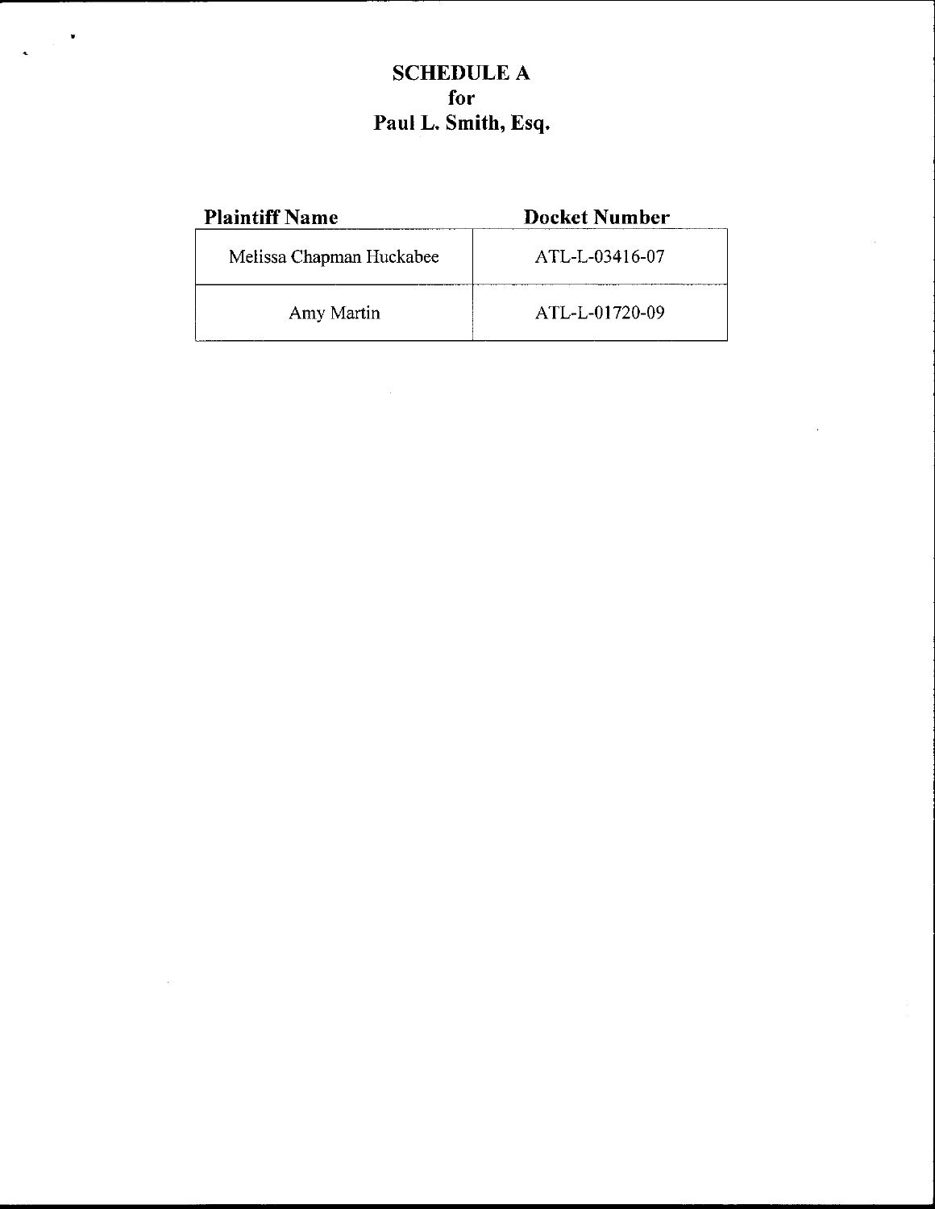# SCHEDULE A
## for
## Paul L. Smith, Esq.

| Plaintiff Name | Docket Number |
|---|---|
| Melissa Chapman Huckabee | ATL-L-03416-07 |
| Amy Martin | ATL-L-01720-09 |